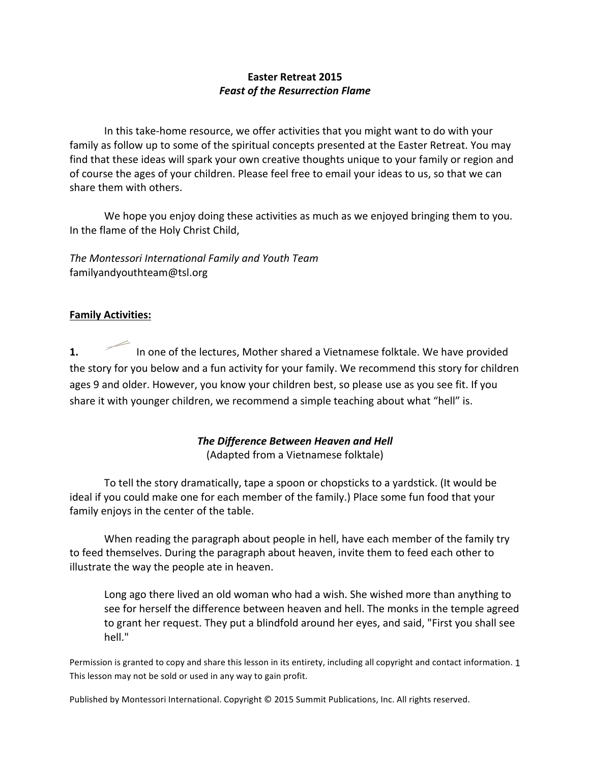**Easter Retreat 2015**
***Feast of the Resurrection Flame***

In this take-home resource, we offer activities that you might want to do with your family as follow up to some of the spiritual concepts presented at the Easter Retreat. You may find that these ideas will spark your own creative thoughts unique to your family or region and of course the ages of your children. Please feel free to email your ideas to us, so that we can share them with others.

We hope you enjoy doing these activities as much as we enjoyed bringing them to you. In the flame of the Holy Christ Child,

*The Montessori International Family and Youth Team*
familyandyouthteam@tsl.org

**Family Activities:**

**1.** In one of the lectures, Mother shared a Vietnamese folktale. We have provided the story for you below and a fun activity for your family. We recommend this story for children ages 9 and older. However, you know your children best, so please use as you see fit. If you share it with younger children, we recommend a simple teaching about what "hell" is.

***The Difference Between Heaven and Hell***
(Adapted from a Vietnamese folktale)

To tell the story dramatically, tape a spoon or chopsticks to a yardstick. (It would be ideal if you could make one for each member of the family.) Place some fun food that your family enjoys in the center of the table.

When reading the paragraph about people in hell, have each member of the family try to feed themselves. During the paragraph about heaven, invite them to feed each other to illustrate the way the people ate in heaven.

> Long ago there lived an old woman who had a wish. She wished more than anything to see for herself the difference between heaven and hell. The monks in the temple agreed to grant her request. They put a blindfold around her eyes, and said, "First you shall see hell."

Permission is granted to copy and share this lesson in its entirety, including all copyright and contact information. This lesson may not be sold or used in any way to gain profit.

Published by Montessori International. Copyright © 2015 Summit Publications, Inc. All rights reserved.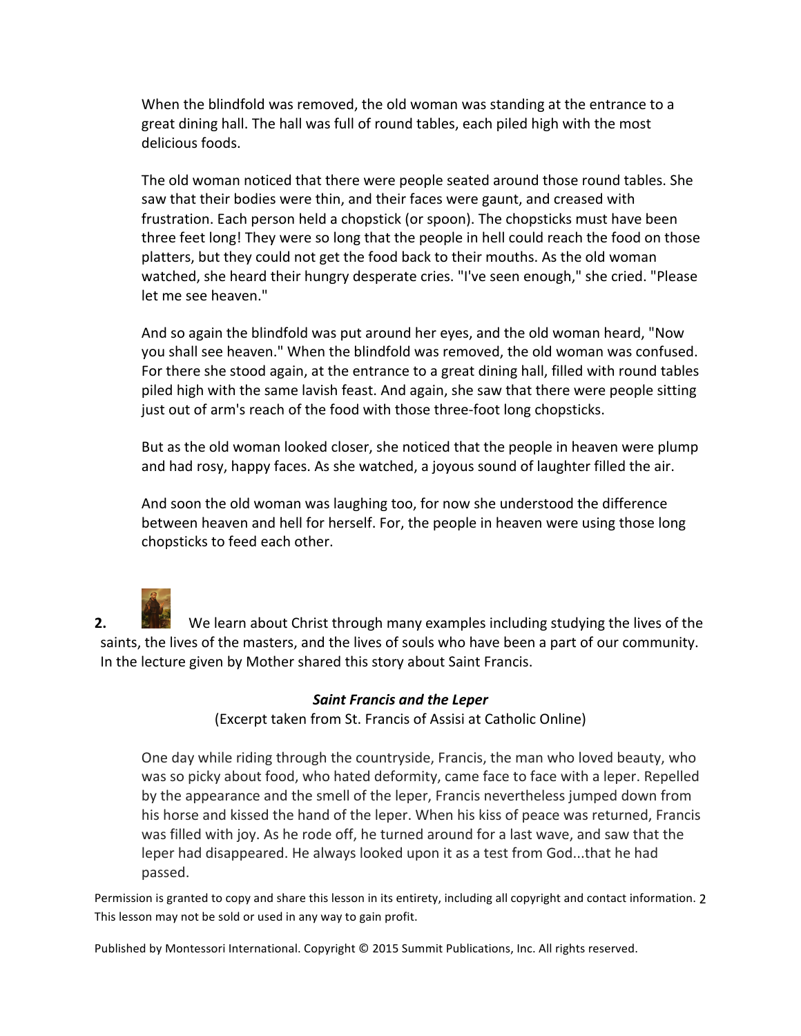When the blindfold was removed, the old woman was standing at the entrance to a great dining hall. The hall was full of round tables, each piled high with the most delicious foods.

The old woman noticed that there were people seated around those round tables. She saw that their bodies were thin, and their faces were gaunt, and creased with frustration. Each person held a chopstick (or spoon). The chopsticks must have been three feet long! They were so long that the people in hell could reach the food on those platters, but they could not get the food back to their mouths. As the old woman watched, she heard their hungry desperate cries. "I've seen enough," she cried. "Please let me see heaven."

And so again the blindfold was put around her eyes, and the old woman heard, "Now you shall see heaven." When the blindfold was removed, the old woman was confused. For there she stood again, at the entrance to a great dining hall, filled with round tables piled high with the same lavish feast. And again, she saw that there were people sitting just out of arm's reach of the food with those three-foot long chopsticks.

But as the old woman looked closer, she noticed that the people in heaven were plump and had rosy, happy faces. As she watched, a joyous sound of laughter filled the air.

And soon the old woman was laughing too, for now she understood the difference between heaven and hell for herself. For, the people in heaven were using those long chopsticks to feed each other.

**2.** We learn about Christ through many examples including studying the lives of the saints, the lives of the masters, and the lives of souls who have been a part of our community. In the lecture given by Mother shared this story about Saint Francis.

***Saint Francis and the Leper***

(Excerpt taken from St. Francis of Assisi at Catholic Online)

One day while riding through the countryside, Francis, the man who loved beauty, who was so picky about food, who hated deformity, came face to face with a leper. Repelled by the appearance and the smell of the leper, Francis nevertheless jumped down from his horse and kissed the hand of the leper. When his kiss of peace was returned, Francis was filled with joy. As he rode off, he turned around for a last wave, and saw that the leper had disappeared. He always looked upon it as a test from God...that he had passed.

Permission is granted to copy and share this lesson in its entirety, including all copyright and contact information. This lesson may not be sold or used in any way to gain profit.

Published by Montessori International. Copyright © 2015 Summit Publications, Inc. All rights reserved.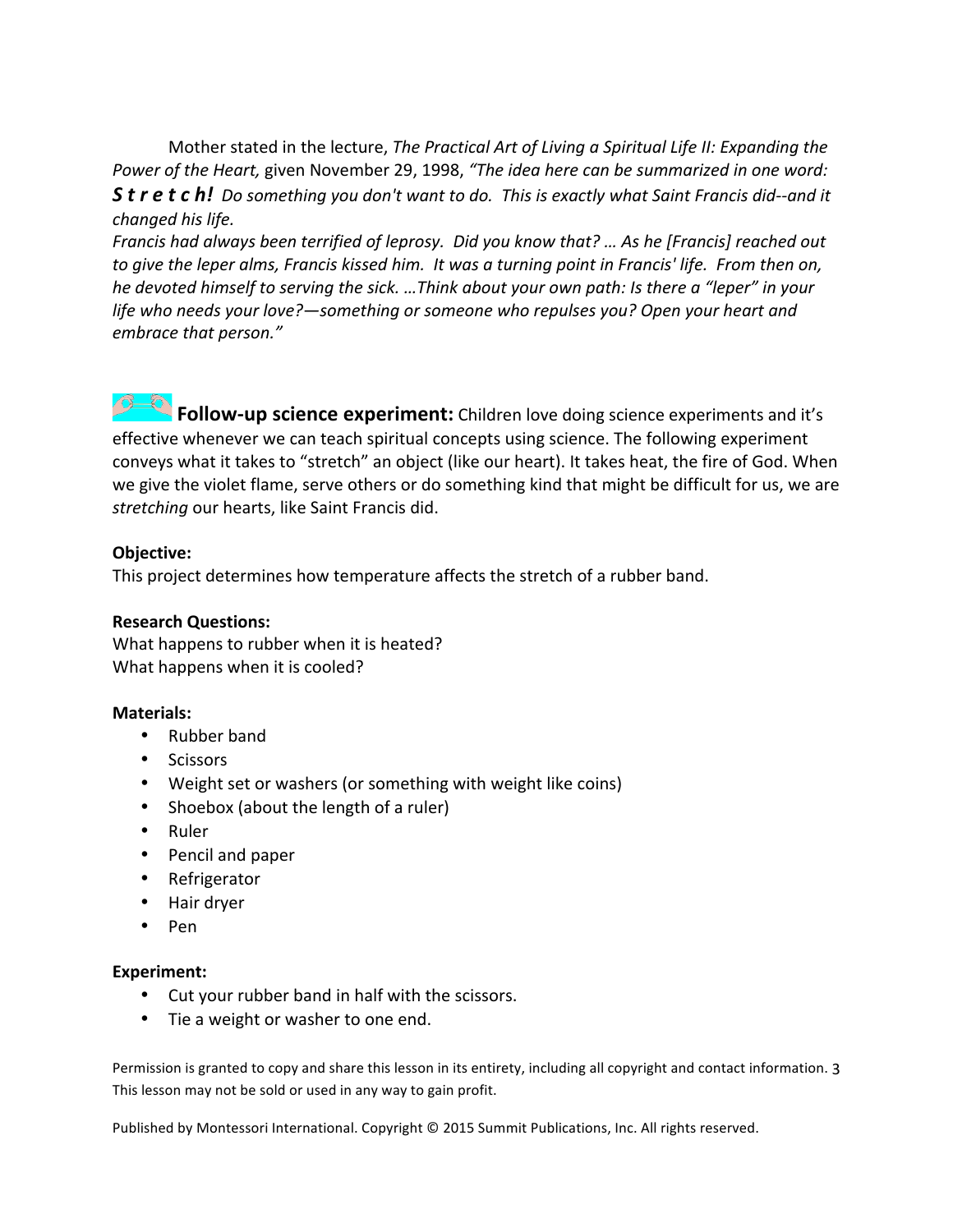Mother stated in the lecture, *The Practical Art of Living a Spiritual Life II: Expanding the Power of the Heart,* given November 29, 1998, *"The idea here can be summarized in one word:* ***S t r e t c h!*** *Do something you don't want to do. This is exactly what Saint Francis did--and it changed his life.*
*Francis had always been terrified of leprosy. Did you know that? … As he [Francis] reached out to give the leper alms, Francis kissed him. It was a turning point in Francis' life. From then on, he devoted himself to serving the sick. …Think about your own path: Is there a "leper" in your life who needs your love?—something or someone who repulses you? Open your heart and embrace that person."*

**Follow-up science experiment:** Children love doing science experiments and it's effective whenever we can teach spiritual concepts using science. The following experiment conveys what it takes to "stretch" an object (like our heart). It takes heat, the fire of God. When we give the violet flame, serve others or do something kind that might be difficult for us, we are *stretching* our hearts, like Saint Francis did.

**Objective:**
This project determines how temperature affects the stretch of a rubber band.

**Research Questions:**
What happens to rubber when it is heated?
What happens when it is cooled?

**Materials:**

- Rubber band
- Scissors
- Weight set or washers (or something with weight like coins)
- Shoebox (about the length of a ruler)
- Ruler
- Pencil and paper
- Refrigerator
- Hair dryer
- Pen

**Experiment:**

- Cut your rubber band in half with the scissors.
- Tie a weight or washer to one end.

Permission is granted to copy and share this lesson in its entirety, including all copyright and contact information. This lesson may not be sold or used in any way to gain profit.

Published by Montessori International. Copyright © 2015 Summit Publications, Inc. All rights reserved.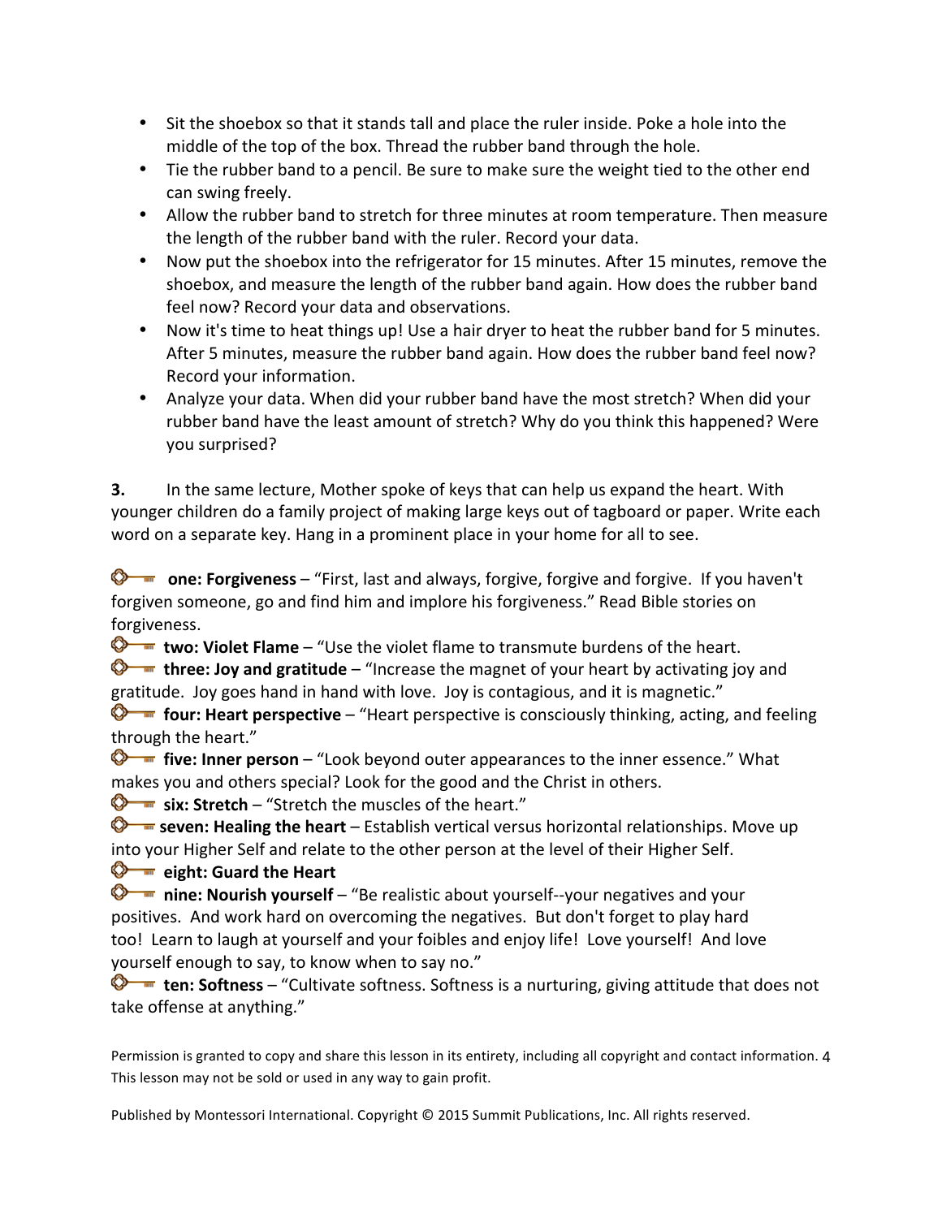- Sit the shoebox so that it stands tall and place the ruler inside. Poke a hole into the middle of the top of the box. Thread the rubber band through the hole.
- Tie the rubber band to a pencil. Be sure to make sure the weight tied to the other end can swing freely.
- Allow the rubber band to stretch for three minutes at room temperature. Then measure the length of the rubber band with the ruler. Record your data.
- Now put the shoebox into the refrigerator for 15 minutes. After 15 minutes, remove the shoebox, and measure the length of the rubber band again. How does the rubber band feel now? Record your data and observations.
- Now it's time to heat things up! Use a hair dryer to heat the rubber band for 5 minutes. After 5 minutes, measure the rubber band again. How does the rubber band feel now? Record your information.
- Analyze your data. When did your rubber band have the most stretch? When did your rubber band have the least amount of stretch? Why do you think this happened? Were you surprised?

**3.** In the same lecture, Mother spoke of keys that can help us expand the heart. With younger children do a family project of making large keys out of tagboard or paper. Write each word on a separate key. Hang in a prominent place in your home for all to see.

**one: Forgiveness** – "First, last and always, forgive, forgive and forgive. If you haven't forgiven someone, go and find him and implore his forgiveness." Read Bible stories on forgiveness.

**two: Violet Flame** – "Use the violet flame to transmute burdens of the heart.

**three: Joy and gratitude** – "Increase the magnet of your heart by activating joy and gratitude. Joy goes hand in hand with love. Joy is contagious, and it is magnetic."

**four: Heart perspective** – "Heart perspective is consciously thinking, acting, and feeling through the heart."

**five: Inner person** – "Look beyond outer appearances to the inner essence." What makes you and others special? Look for the good and the Christ in others.

**six: Stretch** – "Stretch the muscles of the heart."

**seven: Healing the heart** – Establish vertical versus horizontal relationships. Move up into your Higher Self and relate to the other person at the level of their Higher Self.

**eight: Guard the Heart**

**nine: Nourish yourself** – "Be realistic about yourself--your negatives and your positives. And work hard on overcoming the negatives. But don't forget to play hard too! Learn to laugh at yourself and your foibles and enjoy life! Love yourself! And love yourself enough to say, to know when to say no."

**ten: Softness** – "Cultivate softness. Softness is a nurturing, giving attitude that does not take offense at anything."

Permission is granted to copy and share this lesson in its entirety, including all copyright and contact information. This lesson may not be sold or used in any way to gain profit.

Published by Montessori International. Copyright © 2015 Summit Publications, Inc. All rights reserved.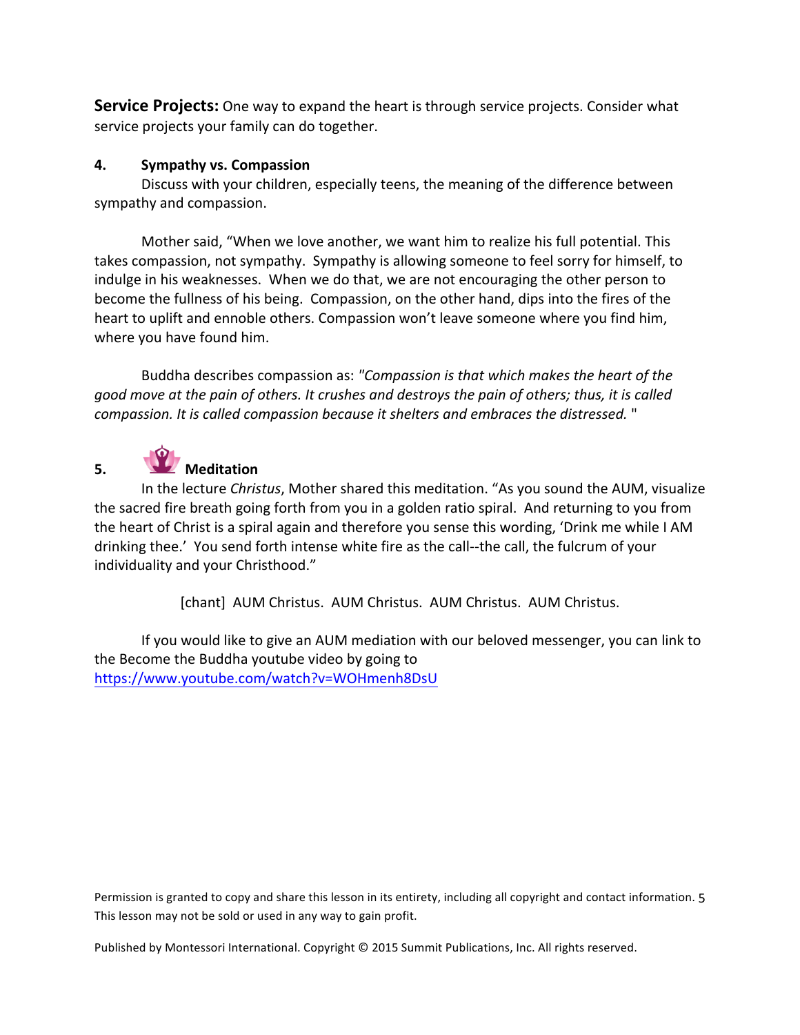**Service Projects:** One way to expand the heart is through service projects. Consider what service projects your family can do together.

### 4. Sympathy vs. Compassion

Discuss with your children, especially teens, the meaning of the difference between sympathy and compassion.

Mother said, "When we love another, we want him to realize his full potential. This takes compassion, not sympathy. Sympathy is allowing someone to feel sorry for himself, to indulge in his weaknesses. When we do that, we are not encouraging the other person to become the fullness of his being. Compassion, on the other hand, dips into the fires of the heart to uplift and ennoble others. Compassion won't leave someone where you find him, where you have found him.

Buddha describes compassion as: *"Compassion is that which makes the heart of the good move at the pain of others. It crushes and destroys the pain of others; thus, it is called compassion. It is called compassion because it shelters and embraces the distressed.* "

### 5. Meditation

In the lecture *Christus*, Mother shared this meditation. "As you sound the AUM, visualize the sacred fire breath going forth from you in a golden ratio spiral. And returning to you from the heart of Christ is a spiral again and therefore you sense this wording, 'Drink me while I AM drinking thee.' You send forth intense white fire as the call--the call, the fulcrum of your individuality and your Christhood."

[chant] AUM Christus. AUM Christus. AUM Christus. AUM Christus.

If you would like to give an AUM mediation with our beloved messenger, you can link to the Become the Buddha youtube video by going to https://www.youtube.com/watch?v=WOHmenh8DsU

Permission is granted to copy and share this lesson in its entirety, including all copyright and contact information. This lesson may not be sold or used in any way to gain profit.

Published by Montessori International. Copyright © 2015 Summit Publications, Inc. All rights reserved.